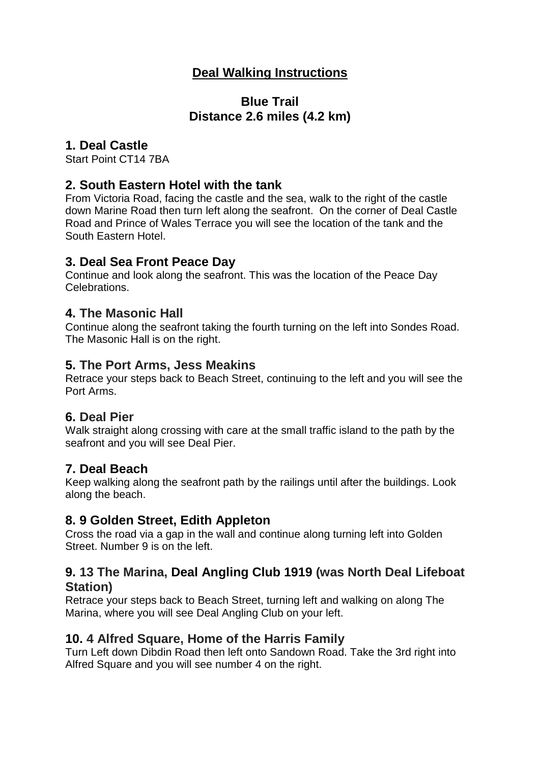# Deal Walking Instructions

## Blue Trail
## Distance 2.6 miles (4.2 km)

### 1. Deal Castle

Start Point CT14 7BA

### 2. South Eastern Hotel with the tank

From Victoria Road, facing the castle and the sea, walk to the right of the castle down Marine Road then turn left along the seafront. On the corner of Deal Castle Road and Prince of Wales Terrace you will see the location of the tank and the South Eastern Hotel.

### 3. Deal Sea Front Peace Day

Continue and look along the seafront. This was the location of the Peace Day Celebrations.

### 4. The Masonic Hall

Continue along the seafront taking the fourth turning on the left into Sondes Road. The Masonic Hall is on the right.

### 5. The Port Arms, Jess Meakins

Retrace your steps back to Beach Street, continuing to the left and you will see the Port Arms.

### 6. Deal Pier

Walk straight along crossing with care at the small traffic island to the path by the seafront and you will see Deal Pier.

### 7. Deal Beach

Keep walking along the seafront path by the railings until after the buildings. Look along the beach.

### 8. 9 Golden Street, Edith Appleton

Cross the road via a gap in the wall and continue along turning left into Golden Street. Number 9 is on the left.

### 9. 13 The Marina, Deal Angling Club 1919 (was North Deal Lifeboat Station)

Retrace your steps back to Beach Street, turning left and walking on along The Marina, where you will see Deal Angling Club on your left.

### 10. 4 Alfred Square, Home of the Harris Family

Turn Left down Dibdin Road then left onto Sandown Road. Take the 3rd right into Alfred Square and you will see number 4 on the right.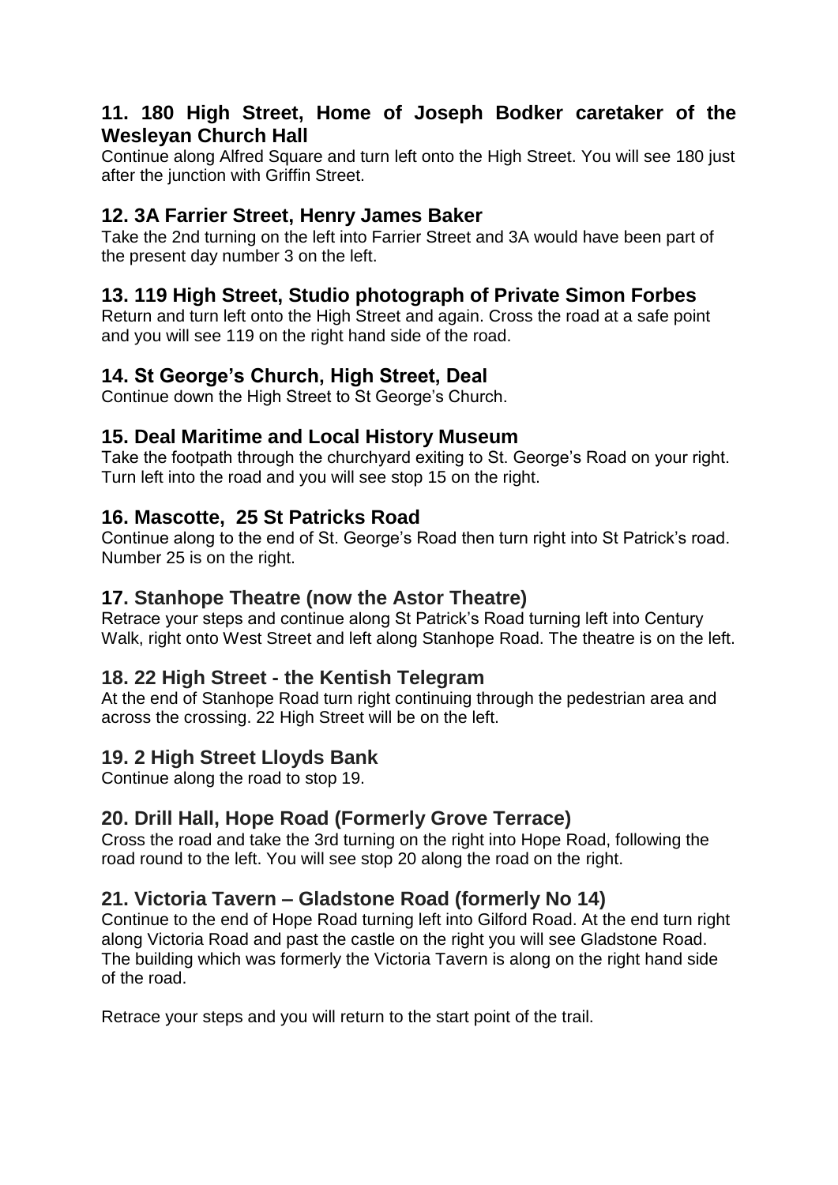## 11. 180 High Street, Home of Joseph Bodker caretaker of the Wesleyan Church Hall

Continue along Alfred Square and turn left onto the High Street. You will see 180 just after the junction with Griffin Street.

## 12. 3A Farrier Street, Henry James Baker

Take the 2nd turning on the left into Farrier Street and 3A would have been part of the present day number 3 on the left.

## 13. 119 High Street, Studio photograph of Private Simon Forbes

Return and turn left onto the High Street and again. Cross the road at a safe point and you will see 119 on the right hand side of the road.

## 14. St George's Church, High Street, Deal

Continue down the High Street to St George's Church.

## 15. Deal Maritime and Local History Museum

Take the footpath through the churchyard exiting to St. George's Road on your right. Turn left into the road and you will see stop 15 on the right.

## 16. Mascotte, 25 St Patricks Road

Continue along to the end of St. George's Road then turn right into St Patrick's road. Number 25 is on the right.

## 17. Stanhope Theatre (now the Astor Theatre)

Retrace your steps and continue along St Patrick's Road turning left into Century Walk, right onto West Street and left along Stanhope Road. The theatre is on the left.

## 18. 22 High Street - the Kentish Telegram

At the end of Stanhope Road turn right continuing through the pedestrian area and across the crossing. 22 High Street will be on the left.

## 19. 2 High Street Lloyds Bank

Continue along the road to stop 19.

## 20. Drill Hall, Hope Road (Formerly Grove Terrace)

Cross the road and take the 3rd turning on the right into Hope Road, following the road round to the left. You will see stop 20 along the road on the right.

## 21. Victoria Tavern – Gladstone Road (formerly No 14)

Continue to the end of Hope Road turning left into Gilford Road. At the end turn right along Victoria Road and past the castle on the right you will see Gladstone Road. The building which was formerly the Victoria Tavern is along on the right hand side of the road.

Retrace your steps and you will return to the start point of the trail.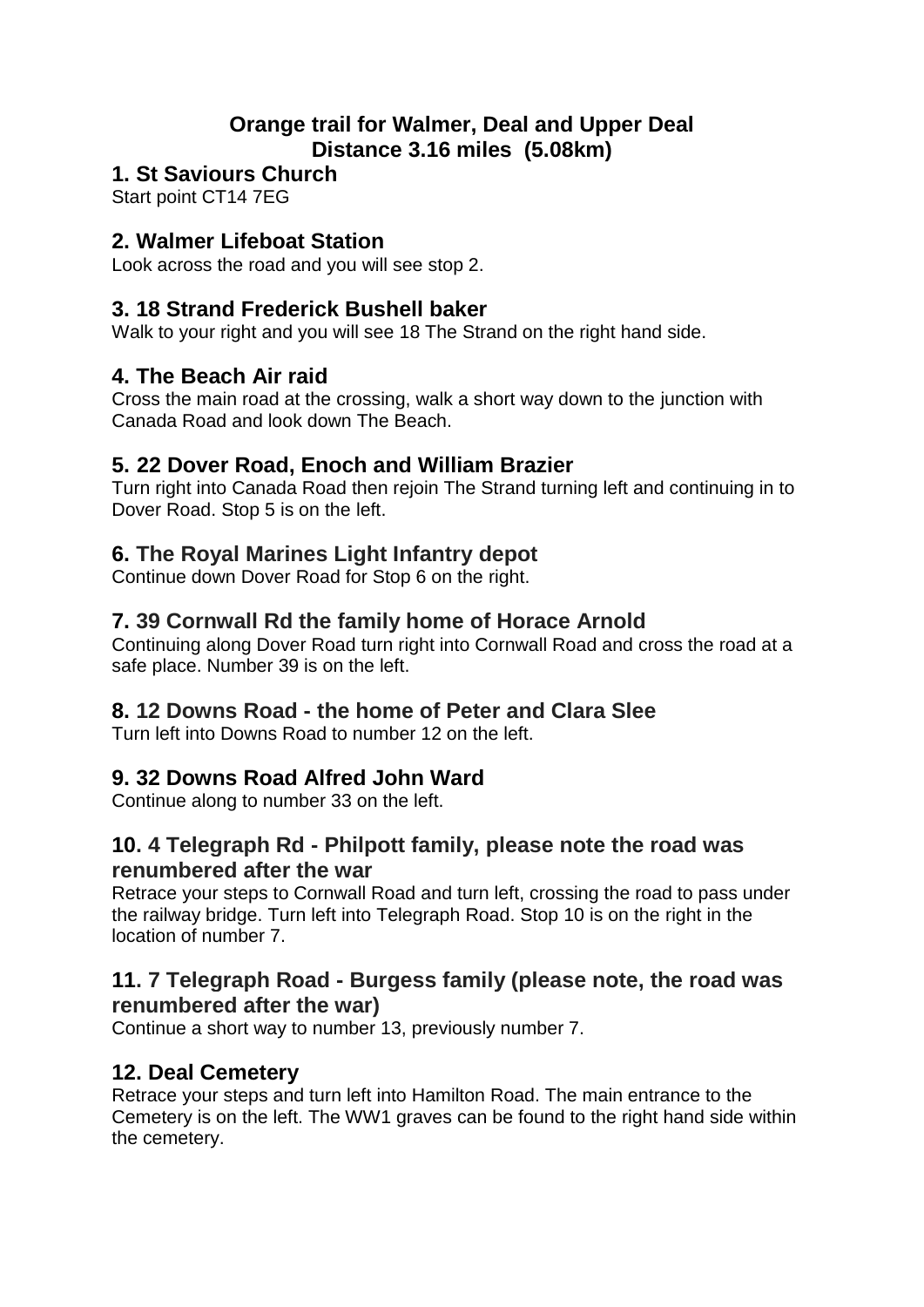**Orange trail for Walmer, Deal and Upper Deal**
**Distance 3.16 miles (5.08km)**

## 1. St Saviours Church

Start point CT14 7EG

## 2. Walmer Lifeboat Station

Look across the road and you will see stop 2.

## 3. 18 Strand Frederick Bushell baker

Walk to your right and you will see 18 The Strand on the right hand side.

## 4. The Beach Air raid

Cross the main road at the crossing, walk a short way down to the junction with Canada Road and look down The Beach.

## 5. 22 Dover Road, Enoch and William Brazier

Turn right into Canada Road then rejoin The Strand turning left and continuing in to Dover Road. Stop 5 is on the left.

## 6. The Royal Marines Light Infantry depot

Continue down Dover Road for Stop 6 on the right.

## 7. 39 Cornwall Rd the family home of Horace Arnold

Continuing along Dover Road turn right into Cornwall Road and cross the road at a safe place. Number 39 is on the left.

## 8. 12 Downs Road - the home of Peter and Clara Slee

Turn left into Downs Road to number 12 on the left.

## 9. 32 Downs Road Alfred John Ward

Continue along to number 33 on the left.

## 10. 4 Telegraph Rd - Philpott family, please note the road was renumbered after the war

Retrace your steps to Cornwall Road and turn left, crossing the road to pass under the railway bridge. Turn left into Telegraph Road. Stop 10 is on the right in the location of number 7.

## 11. 7 Telegraph Road - Burgess family (please note, the road was renumbered after the war)

Continue a short way to number 13, previously number 7.

## 12. Deal Cemetery

Retrace your steps and turn left into Hamilton Road. The main entrance to the Cemetery is on the left. The WW1 graves can be found to the right hand side within the cemetery.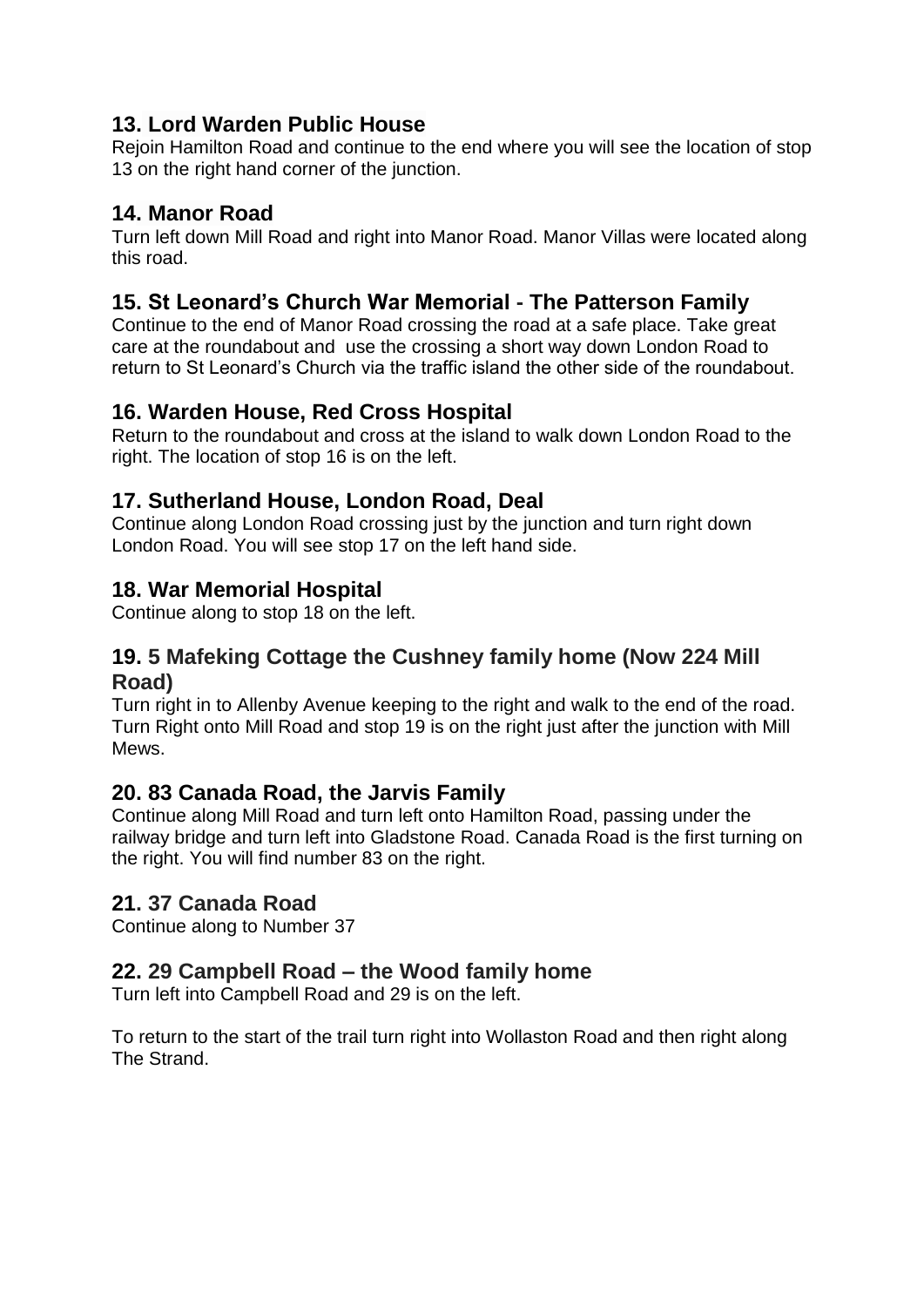## 13. Lord Warden Public House

Rejoin Hamilton Road and continue to the end where you will see the location of stop 13 on the right hand corner of the junction.

## 14. Manor Road

Turn left down Mill Road and right into Manor Road. Manor Villas were located along this road.

## 15. St Leonard's Church War Memorial - The Patterson Family

Continue to the end of Manor Road crossing the road at a safe place. Take great care at the roundabout and use the crossing a short way down London Road to return to St Leonard's Church via the traffic island the other side of the roundabout.

## 16. Warden House, Red Cross Hospital

Return to the roundabout and cross at the island to walk down London Road to the right. The location of stop 16 is on the left.

## 17. Sutherland House, London Road, Deal

Continue along London Road crossing just by the junction and turn right down London Road. You will see stop 17 on the left hand side.

## 18. War Memorial Hospital

Continue along to stop 18 on the left.

## 19. 5 Mafeking Cottage the Cushney family home (Now 224 Mill Road)

Turn right in to Allenby Avenue keeping to the right and walk to the end of the road. Turn Right onto Mill Road and stop 19 is on the right just after the junction with Mill Mews.

## 20. 83 Canada Road, the Jarvis Family

Continue along Mill Road and turn left onto Hamilton Road, passing under the railway bridge and turn left into Gladstone Road. Canada Road is the first turning on the right. You will find number 83 on the right.

## 21. 37 Canada Road

Continue along to Number 37

## 22. 29 Campbell Road – the Wood family home

Turn left into Campbell Road and 29 is on the left.

To return to the start of the trail turn right into Wollaston Road and then right along The Strand.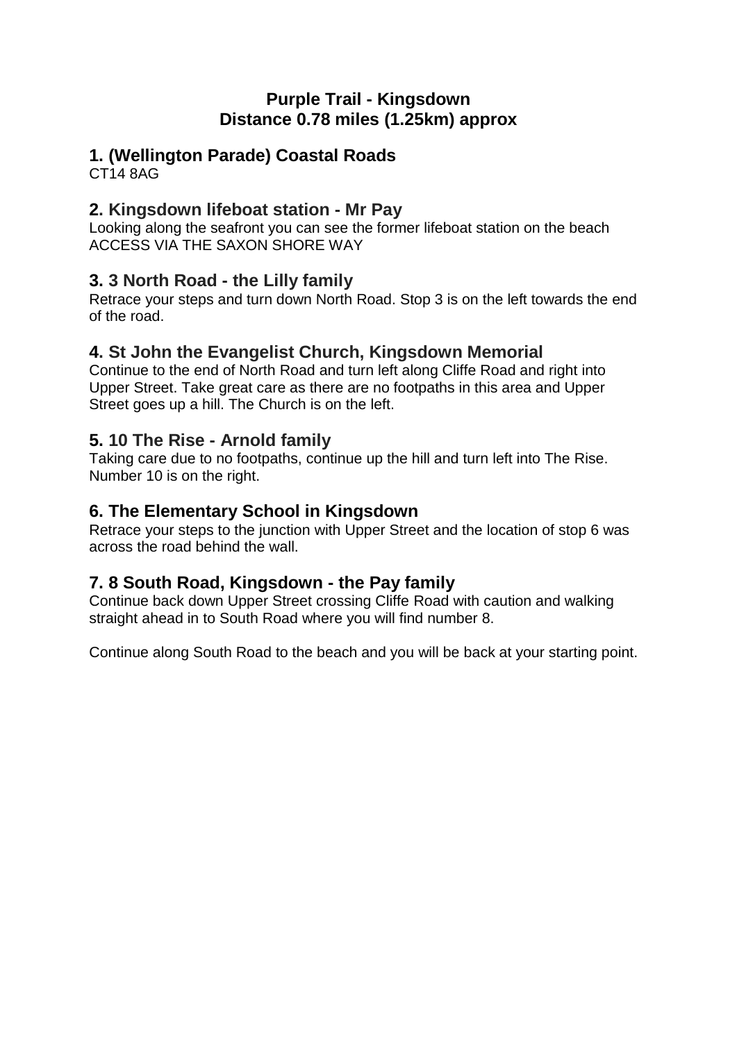**Purple Trail - Kingsdown**
**Distance 0.78 miles (1.25km) approx**

## 1. (Wellington Parade) Coastal Roads

CT14 8AG

## 2. Kingsdown lifeboat station - Mr Pay

Looking along the seafront you can see the former lifeboat station on the beach
ACCESS VIA THE SAXON SHORE WAY

## 3. 3 North Road - the Lilly family

Retrace your steps and turn down North Road. Stop 3 is on the left towards the end of the road.

## 4. St John the Evangelist Church, Kingsdown Memorial

Continue to the end of North Road and turn left along Cliffe Road and right into Upper Street. Take great care as there are no footpaths in this area and Upper Street goes up a hill. The Church is on the left.

## 5. 10 The Rise - Arnold family

Taking care due to no footpaths, continue up the hill and turn left into The Rise. Number 10 is on the right.

## 6. The Elementary School in Kingsdown

Retrace your steps to the junction with Upper Street and the location of stop 6 was across the road behind the wall.

## 7. 8 South Road, Kingsdown - the Pay family

Continue back down Upper Street crossing Cliffe Road with caution and walking straight ahead in to South Road where you will find number 8.

Continue along South Road to the beach and you will be back at your starting point.